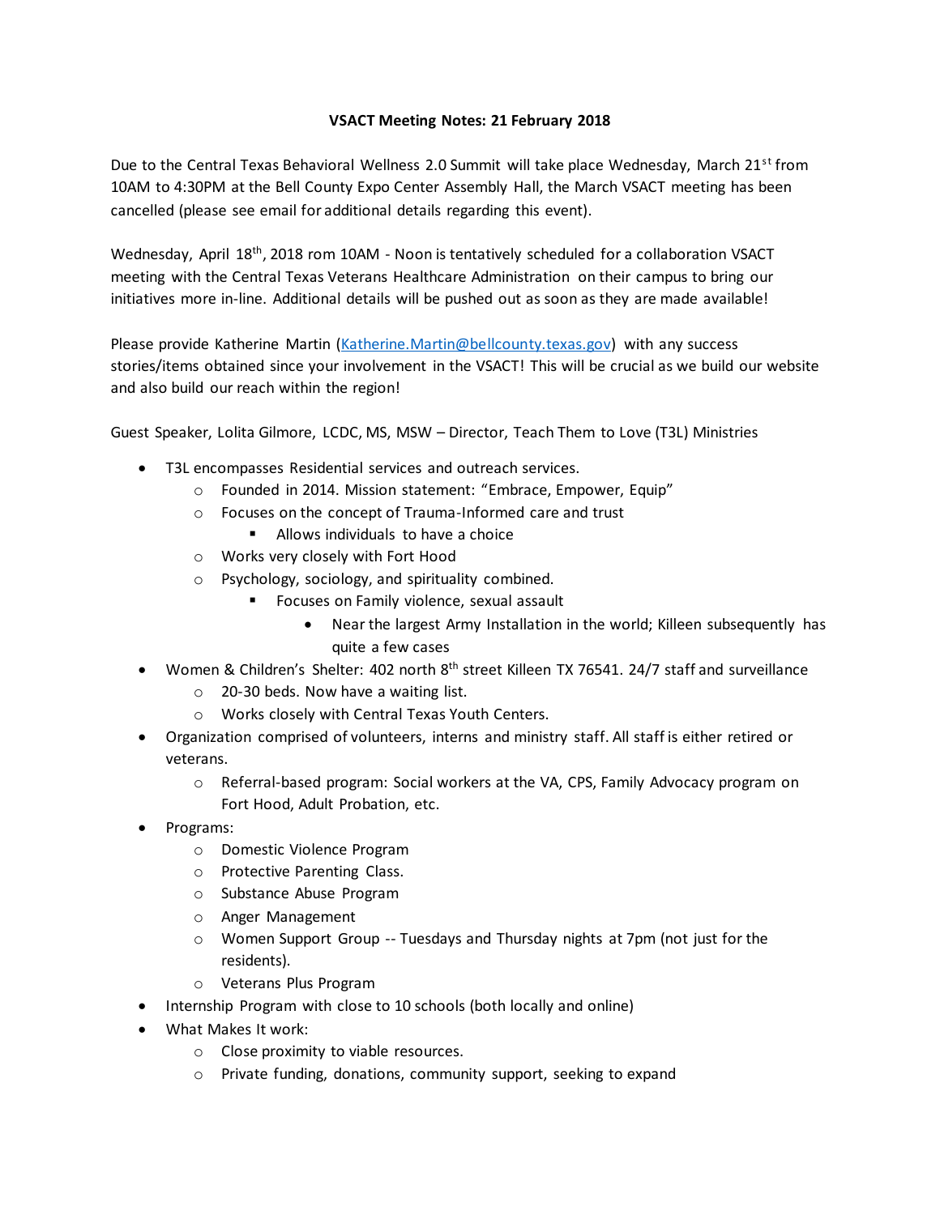**VSACT Meeting Notes: 21 February 2018**

Due to the Central Texas Behavioral Wellness 2.0 Summit will take place Wednesday, March 21st from 10AM to 4:30PM at the Bell County Expo Center Assembly Hall, the March VSACT meeting has been cancelled (please see email for additional details regarding this event).

Wednesday, April 18th, 2018 rom 10AM - Noon is tentatively scheduled for a collaboration VSACT meeting with the Central Texas Veterans Healthcare Administration on their campus to bring our initiatives more in-line. Additional details will be pushed out as soon as they are made available!

Please provide Katherine Martin (Katherine.Martin@bellcounty.texas.gov) with any success stories/items obtained since your involvement in the VSACT! This will be crucial as we build our website and also build our reach within the region!

Guest Speaker, Lolita Gilmore, LCDC, MS, MSW – Director, Teach Them to Love (T3L) Ministries

- T3L encompasses Residential services and outreach services.
  - Founded in 2014. Mission statement: "Embrace, Empower, Equip"
  - Focuses on the concept of Trauma-Informed care and trust
    - Allows individuals to have a choice
  - Works very closely with Fort Hood
  - Psychology, sociology, and spirituality combined.
    - Focuses on Family violence, sexual assault
      - Near the largest Army Installation in the world; Killeen subsequently has quite a few cases
- Women & Children's Shelter: 402 north 8th street Killeen TX 76541. 24/7 staff and surveillance
  - 20-30 beds. Now have a waiting list.
  - Works closely with Central Texas Youth Centers.
- Organization comprised of volunteers, interns and ministry staff. All staff is either retired or veterans.
  - Referral-based program: Social workers at the VA, CPS, Family Advocacy program on Fort Hood, Adult Probation, etc.
- Programs:
  - Domestic Violence Program
  - Protective Parenting Class.
  - Substance Abuse Program
  - Anger Management
  - Women Support Group -- Tuesdays and Thursday nights at 7pm (not just for the residents).
  - Veterans Plus Program
- Internship Program with close to 10 schools (both locally and online)
- What Makes It work:
  - Close proximity to viable resources.
  - Private funding, donations, community support, seeking to expand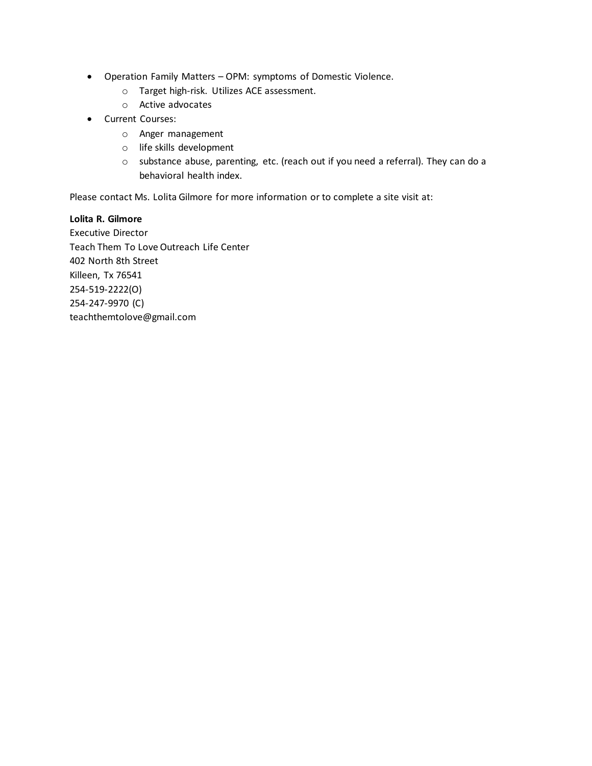- Operation Family Matters – OPM: symptoms of Domestic Violence.
  - Target high-risk. Utilizes ACE assessment.
  - Active advocates
- Current Courses:
  - Anger management
  - life skills development
  - substance abuse, parenting, etc. (reach out if you need a referral). They can do a behavioral health index.

Please contact Ms. Lolita Gilmore for more information or to complete a site visit at:

**Lolita R. Gilmore**
Executive Director
Teach Them To Love Outreach Life Center
402 North 8th Street
Killeen, Tx 76541
254-519-2222(O)
254-247-9970 (C)
teachthemtolove@gmail.com